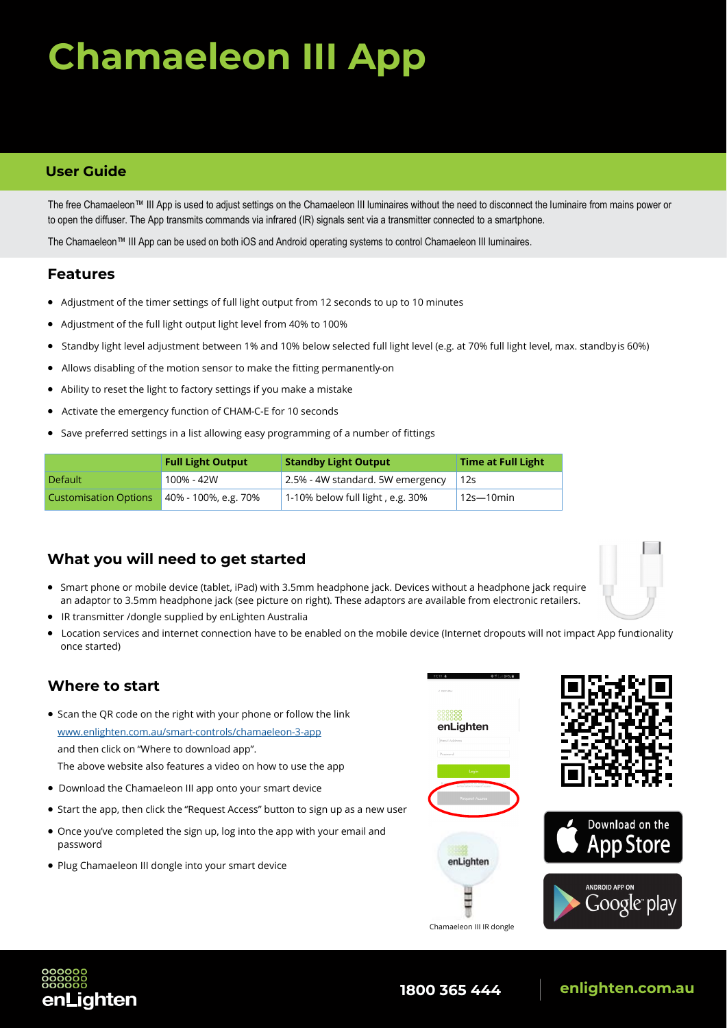# Chamaeleon III App

## User Guide

The free Chamaeleon™ III App is used to adjust settings on the Chamaeleon III luminaires without the need to disconnect the luminaire from mains power or to open the diffuser. The App transmits commands via infrared (IR) signals sent via a transmitter connected to a smartphone.

The Chamaeleon™ III App can be used on both iOS and Android operating systems to control Chamaeleon III luminaires.

## Features

- Adjustment of the timer settings of full light output from 12 seconds to up to 10 minutes
- Adjustment of the full light output light level from 40% to 100%
- Standby light level adjustment between 1% and 10% below selected full light level (e.g. at 70% full light level, max. standby is 60%)
- Allows disabling of the motion sensor to make the fitting permanently-on
- Ability to reset the light to factory settings if you make a mistake
- Activate the emergency function of CHAM-C-E for 10 seconds
- Save preferred settings in a list allowing easy programming of a number of fittings

| | Full Light Output | Standby Light Output | Time at Full Light |
|---|---|---|---|
| Default | 100% - 42W | 2.5% - 4W standard. 5W emergency | 12s |
| Customisation Options | 40% - 100%, e.g. 70% | 1-10% below full light , e.g. 30% | 12s—10min |

## What you will need to get started

- Smart phone or mobile device (tablet, iPad) with 3.5mm headphone jack. Devices without a headphone jack require an adaptor to 3.5mm headphone jack (see picture on right). These adaptors are available from electronic retailers.
- IR transmitter /dongle supplied by enLighten Australia
- Location services and internet connection have to be enabled on the mobile device (Internet dropouts will not impact App functionality once started)

## Where to start

- Scan the QR code on the right with your phone or follow the link www.enlighten.com.au/smart-controls/chamaeleon-3-app and then click on "Where to download app". The above website also features a video on how to use the app
- Download the Chamaeleon III app onto your smart device
- Start the app, then click the "Request Access" button to sign up as a new user
- Once you've completed the sign up, log into the app with your email and password
- Plug Chamaeleon III dongle into your smart device

Chamaeleon III IR dongle

Download on the App Store

ANDROID APP ON Google play

1800 365 444 | enlighten.com.au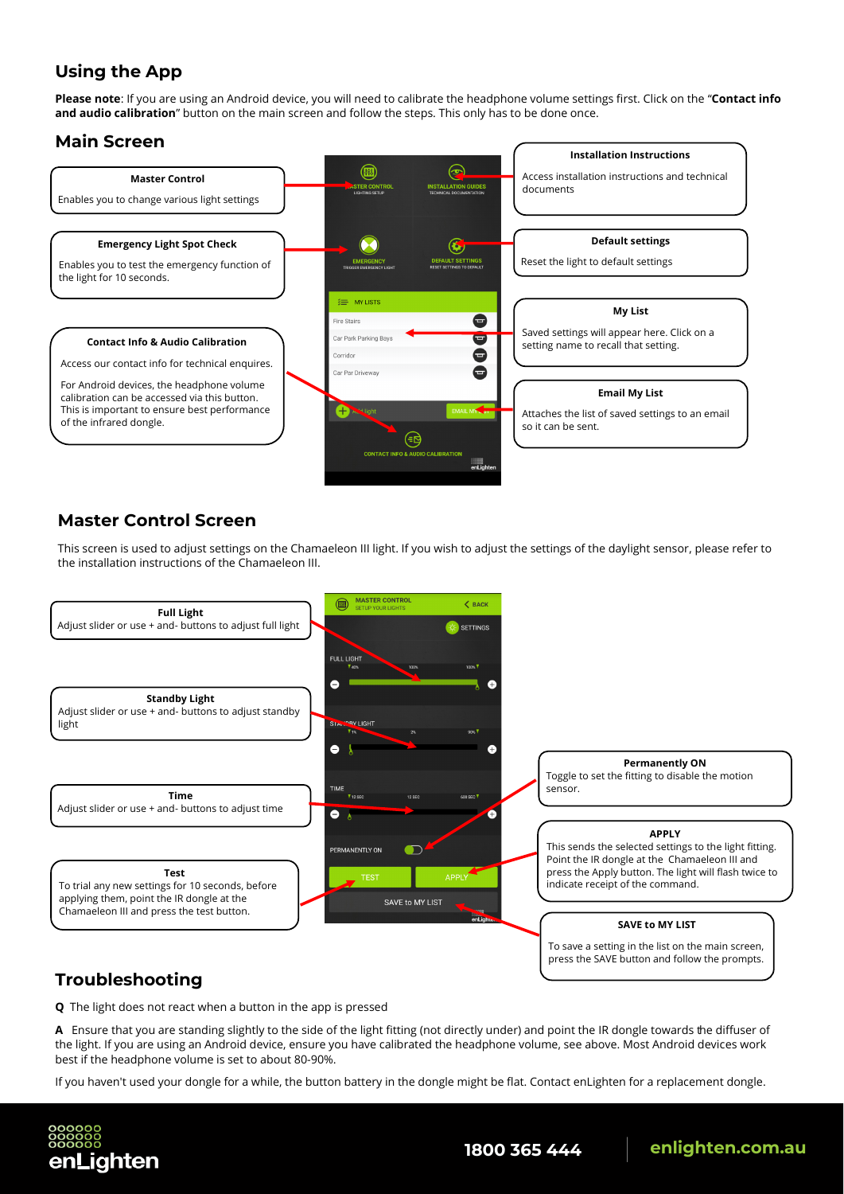## Using the App

**Please note**: If you are using an Android device, you will need to calibrate the headphone volume settings first. Click on the "**Contact info and audio calibration**" button on the main screen and follow the steps. This only has to be done once.

## Main Screen

**Master Control**

Enables you to change various light settings

**Emergency Light Spot Check**

Enables you to test the emergency function of the light for 10 seconds.

**Contact Info & Audio Calibration**

Access our contact info for technical enquires.

For Android devices, the headphone volume calibration can be accessed via this button. This is important to ensure best performance of the infrared dongle.

**Installation Instructions**

Access installation instructions and technical documents

**Default settings**

Reset the light to default settings

**My List**

Saved settings will appear here. Click on a setting name to recall that setting.

**Email My List**

Attaches the list of saved settings to an email so it can be sent.

## Master Control Screen

This screen is used to adjust settings on the Chamaeleon III light. If you wish to adjust the settings of the daylight sensor, please refer to the installation instructions of the Chamaeleon III.

**Full Light**

Adjust slider or use + and- buttons to adjust full light

**Standby Light**

Adjust slider or use + and- buttons to adjust standby light

**Time**

Adjust slider or use + and- buttons to adjust time

**Test**

To trial any new settings for 10 seconds, before applying them, point the IR dongle at the Chamaeleon III and press the test button.

**Permanently ON**

Toggle to set the fitting to disable the motion sensor.

**APPLY**

This sends the selected settings to the light fitting. Point the IR dongle at the Chamaeleon III and press the Apply button. The light will flash twice to indicate receipt of the command.

**SAVE to MY LIST**

To save a setting in the list on the main screen, press the SAVE button and follow the prompts.

## Troubleshooting

**Q** The light does not react when a button in the app is pressed

**A** Ensure that you are standing slightly to the side of the light fitting (not directly under) and point the IR dongle towards the diffuser of the light. If you are using an Android device, ensure you have calibrated the headphone volume, see above. Most Android devices work best if the headphone volume is set to about 80-90%.

If you haven't used your dongle for a while, the button battery in the dongle might be flat. Contact enLighten for a replacement dongle.

enLighten 1800 365 444 enlighten.com.au